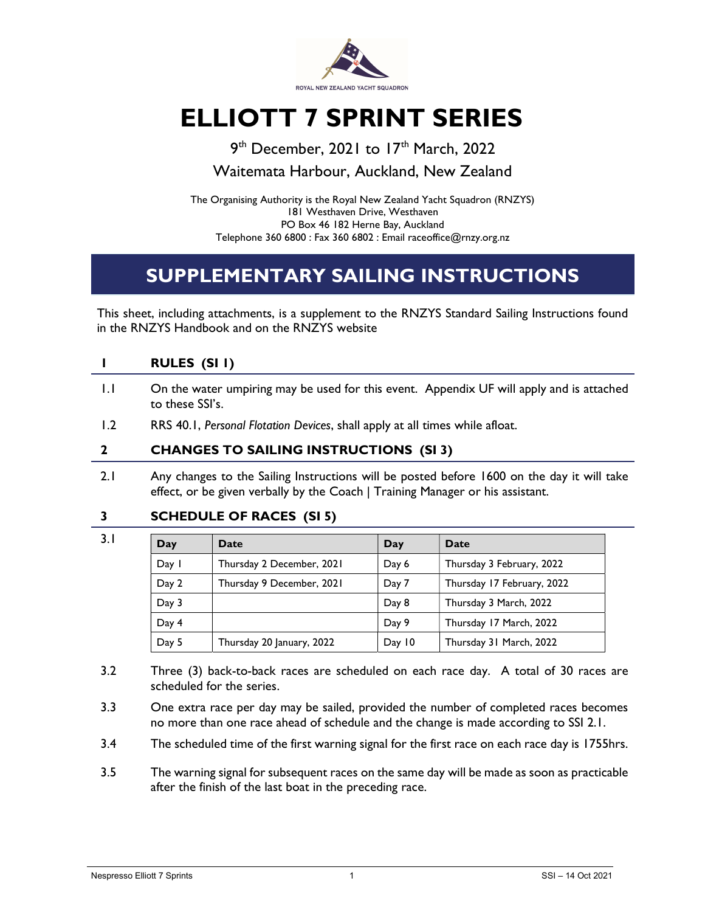ROYAL NEW ZEALAND YACHT SQUADRON

# ELLIOTT 7 SPRINT SERIES

9th December, 2021 to 17th March, 2022

Waitemata Harbour, Auckland, New Zealand

The Organising Authority is the Royal New Zealand Yacht Squadron (RNZYS)
181 Westhaven Drive, Westhaven
PO Box 46 182 Herne Bay, Auckland
Telephone 360 6800 : Fax 360 6802 : Email raceoffice@rnzy.org.nz

## SUPPLEMENTARY SAILING INSTRUCTIONS

This sheet, including attachments, is a supplement to the RNZYS Standard Sailing Instructions found in the RNZYS Handbook and on the RNZYS website

### 1 RULES (SI 1)

1.1 On the water umpiring may be used for this event. Appendix UF will apply and is attached to these SSI's.

1.2 RRS 40.1, *Personal Flotation Devices*, shall apply at all times while afloat.

### 2 CHANGES TO SAILING INSTRUCTIONS (SI 3)

2.1 Any changes to the Sailing Instructions will be posted before 1600 on the day it will take effect, or be given verbally by the Coach | Training Manager or his assistant.

### 3 SCHEDULE OF RACES (SI 5)

3.1

| Day | Date | Day | Date |
|---|---|---|---|
| Day 1 | Thursday 2 December, 2021 | Day 6 | Thursday 3 February, 2022 |
| Day 2 | Thursday 9 December, 2021 | Day 7 | Thursday 17 February, 2022 |
| Day 3 | | Day 8 | Thursday 3 March, 2022 |
| Day 4 | | Day 9 | Thursday 17 March, 2022 |
| Day 5 | Thursday 20 January, 2022 | Day 10 | Thursday 31 March, 2022 |

3.2 Three (3) back-to-back races are scheduled on each race day. A total of 30 races are scheduled for the series.

3.3 One extra race per day may be sailed, provided the number of completed races becomes no more than one race ahead of schedule and the change is made according to SSI 2.1.

3.4 The scheduled time of the first warning signal for the first race on each race day is 1755hrs.

3.5 The warning signal for subsequent races on the same day will be made as soon as practicable after the finish of the last boat in the preceding race.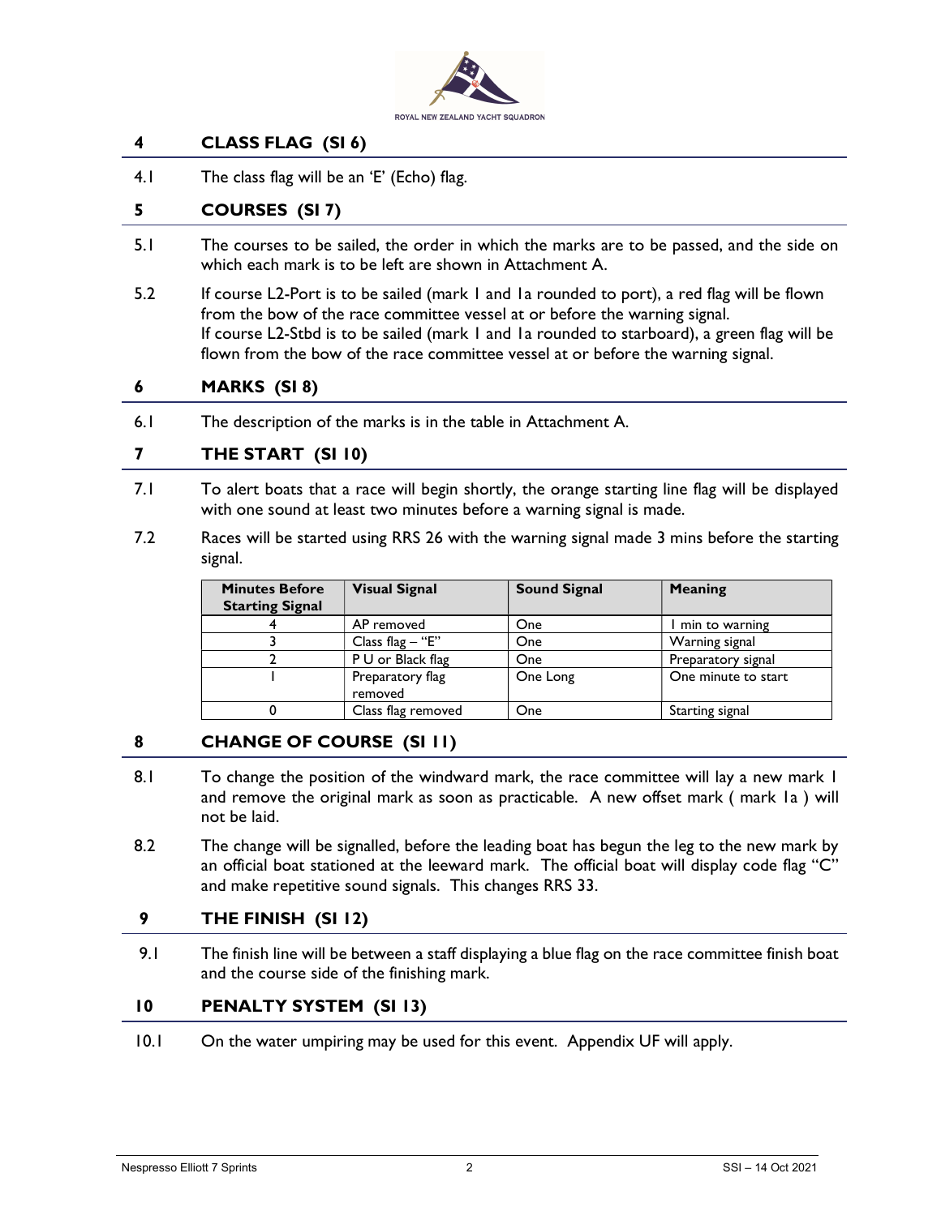## 4 CLASS FLAG (SI 6)

4.1 The class flag will be an 'E' (Echo) flag.

## 5 COURSES (SI 7)

5.1 The courses to be sailed, the order in which the marks are to be passed, and the side on which each mark is to be left are shown in Attachment A.

5.2 If course L2-Port is to be sailed (mark 1 and 1a rounded to port), a red flag will be flown from the bow of the race committee vessel at or before the warning signal.
If course L2-Stbd is to be sailed (mark 1 and 1a rounded to starboard), a green flag will be flown from the bow of the race committee vessel at or before the warning signal.

## 6 MARKS (SI 8)

6.1 The description of the marks is in the table in Attachment A.

## 7 THE START (SI 10)

7.1 To alert boats that a race will begin shortly, the orange starting line flag will be displayed with one sound at least two minutes before a warning signal is made.

7.2 Races will be started using RRS 26 with the warning signal made 3 mins before the starting signal.

| Minutes Before Starting Signal | Visual Signal | Sound Signal | Meaning |
|---|---|---|---|
| 4 | AP removed | One | 1 min to warning |
| 3 | Class flag – "E" | One | Warning signal |
| 2 | P U or Black flag | One | Preparatory signal |
| 1 | Preparatory flag removed | One Long | One minute to start |
| 0 | Class flag removed | One | Starting signal |

## 8 CHANGE OF COURSE (SI 11)

8.1 To change the position of the windward mark, the race committee will lay a new mark 1 and remove the original mark as soon as practicable. A new offset mark ( mark 1a ) will not be laid.

8.2 The change will be signalled, before the leading boat has begun the leg to the new mark by an official boat stationed at the leeward mark. The official boat will display code flag "C" and make repetitive sound signals. This changes RRS 33.

## 9 THE FINISH (SI 12)

9.1 The finish line will be between a staff displaying a blue flag on the race committee finish boat and the course side of the finishing mark.

## 10 PENALTY SYSTEM (SI 13)

10.1 On the water umpiring may be used for this event. Appendix UF will apply.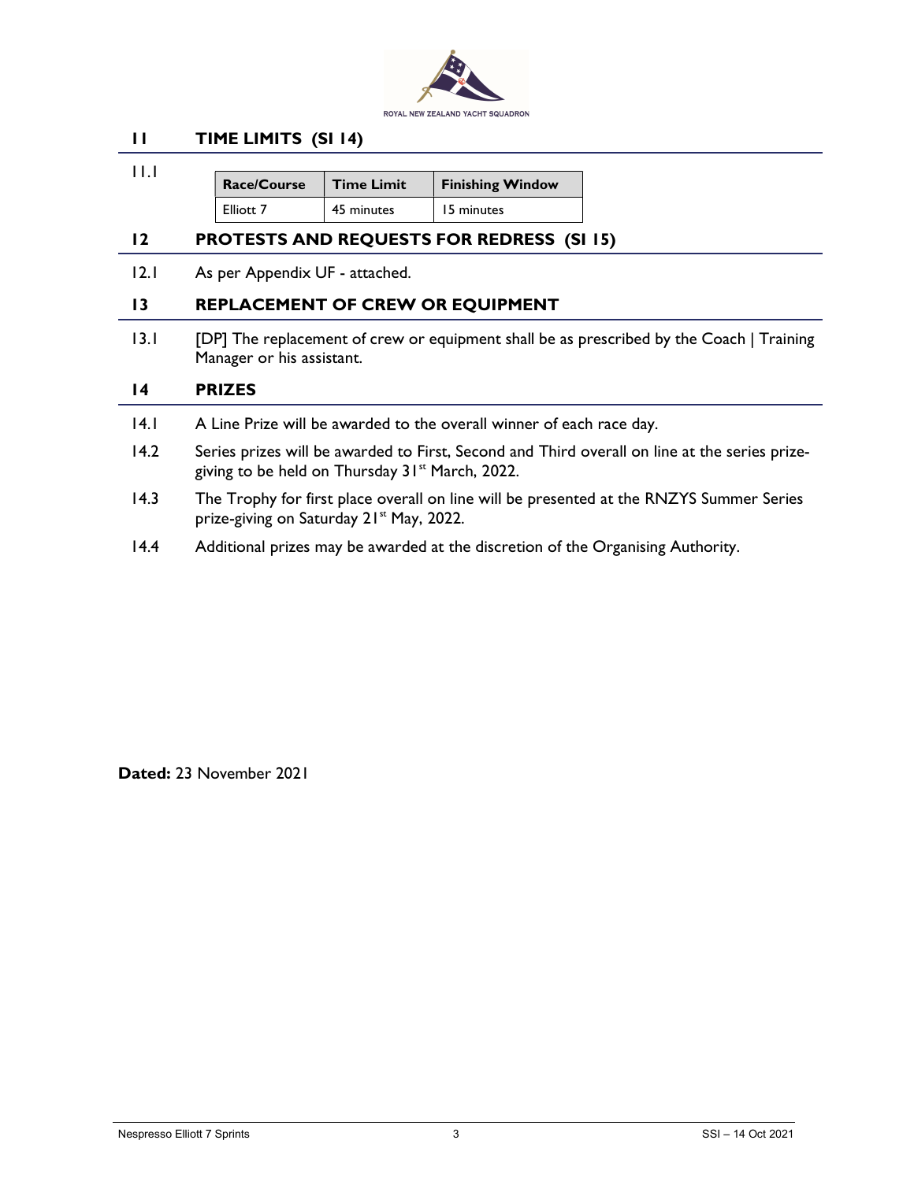## 11 TIME LIMITS (SI 14)

11.1

| Race/Course | Time Limit | Finishing Window |
|---|---|---|
| Elliott 7 | 45 minutes | 15 minutes |

## 12 PROTESTS AND REQUESTS FOR REDRESS (SI 15)

12.1 As per Appendix UF - attached.

## 13 REPLACEMENT OF CREW OR EQUIPMENT

13.1 [DP] The replacement of crew or equipment shall be as prescribed by the Coach | Training Manager or his assistant.

## 14 PRIZES

14.1 A Line Prize will be awarded to the overall winner of each race day.

14.2 Series prizes will be awarded to First, Second and Third overall on line at the series prize-giving to be held on Thursday 31st March, 2022.

14.3 The Trophy for first place overall on line will be presented at the RNZYS Summer Series prize-giving on Saturday 21st May, 2022.

14.4 Additional prizes may be awarded at the discretion of the Organising Authority.

**Dated:** 23 November 2021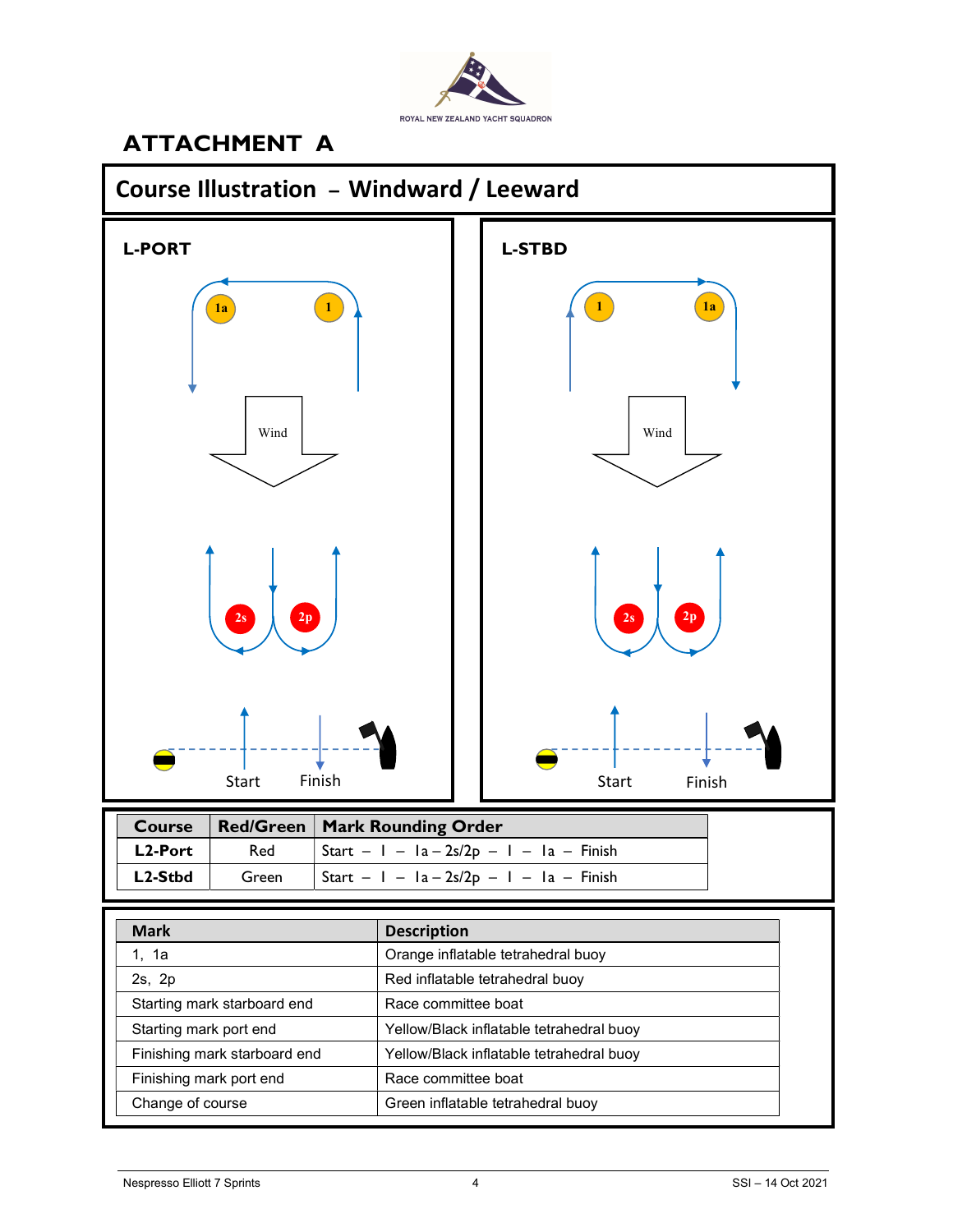ROYAL NEW ZEALAND YACHT SQUADRON

# ATTACHMENT A

## Course Illustration – Windward / Leeward

**L-PORT**

**L-STBD**

| Course | Red/Green | Mark Rounding Order |
|---|---|---|
| **L2-Port** | Red | Start – 1 – 1a – 2s/2p – 1 – 1a – Finish |
| **L2-Stbd** | Green | Start – 1 – 1a – 2s/2p – 1 – 1a – Finish |

| Mark | Description |
|---|---|
| 1, 1a | Orange inflatable tetrahedral buoy |
| 2s, 2p | Red inflatable tetrahedral buoy |
| Starting mark starboard end | Race committee boat |
| Starting mark port end | Yellow/Black inflatable tetrahedral buoy |
| Finishing mark starboard end | Yellow/Black inflatable tetrahedral buoy |
| Finishing mark port end | Race committee boat |
| Change of course | Green inflatable tetrahedral buoy |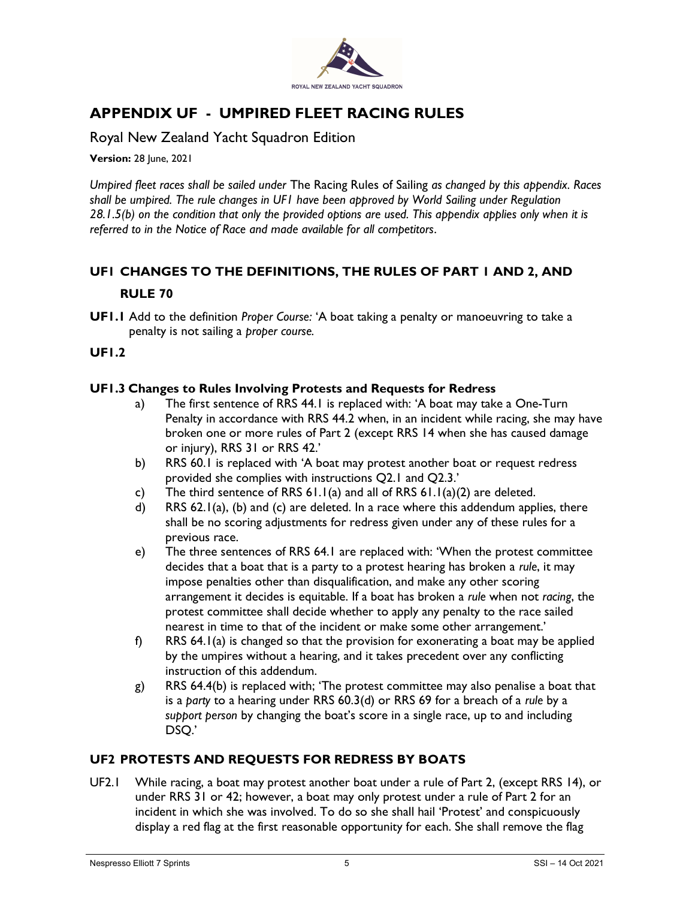ROYAL NEW ZEALAND YACHT SQUADRON

# APPENDIX UF - UMPIRED FLEET RACING RULES

Royal New Zealand Yacht Squadron Edition

**Version:** 28 June, 2021

*Umpired fleet races shall be sailed under* The Racing Rules of Sailing *as changed by this appendix. Races shall be umpired. The rule changes in UF1 have been approved by World Sailing under Regulation 28.1.5(b) on the condition that only the provided options are used. This appendix applies only when it is referred to in the Notice of Race and made available for all competitors*.

## UF1 CHANGES TO THE DEFINITIONS, THE RULES OF PART 1 AND 2, AND RULE 70

**UF1.1** Add to the definition *Proper Course:* 'A boat taking a penalty or manoeuvring to take a penalty is not sailing a *proper course.*

**UF1.2**

**UF1.3 Changes to Rules Involving Protests and Requests for Redress**

a) The first sentence of RRS 44.1 is replaced with: 'A boat may take a One-Turn Penalty in accordance with RRS 44.2 when, in an incident while racing, she may have broken one or more rules of Part 2 (except RRS 14 when she has caused damage or injury), RRS 31 or RRS 42.'

b) RRS 60.1 is replaced with 'A boat may protest another boat or request redress provided she complies with instructions Q2.1 and Q2.3.'

c) The third sentence of RRS 61.1(a) and all of RRS 61.1(a)(2) are deleted.

d) RRS 62.1(a), (b) and (c) are deleted. In a race where this addendum applies, there shall be no scoring adjustments for redress given under any of these rules for a previous race.

e) The three sentences of RRS 64.1 are replaced with: 'When the protest committee decides that a boat that is a party to a protest hearing has broken a *rule*, it may impose penalties other than disqualification, and make any other scoring arrangement it decides is equitable. If a boat has broken a *rule* when not *racing*, the protest committee shall decide whether to apply any penalty to the race sailed nearest in time to that of the incident or make some other arrangement.'

f) RRS 64.1(a) is changed so that the provision for exonerating a boat may be applied by the umpires without a hearing, and it takes precedent over any conflicting instruction of this addendum.

g) RRS 64.4(b) is replaced with; 'The protest committee may also penalise a boat that is a *party* to a hearing under RRS 60.3(d) or RRS 69 for a breach of a *rule* by a *support person* by changing the boat's score in a single race, up to and including DSQ.'

## UF2 PROTESTS AND REQUESTS FOR REDRESS BY BOATS

UF2.1 While racing, a boat may protest another boat under a rule of Part 2, (except RRS 14), or under RRS 31 or 42; however, a boat may only protest under a rule of Part 2 for an incident in which she was involved. To do so she shall hail 'Protest' and conspicuously display a red flag at the first reasonable opportunity for each. She shall remove the flag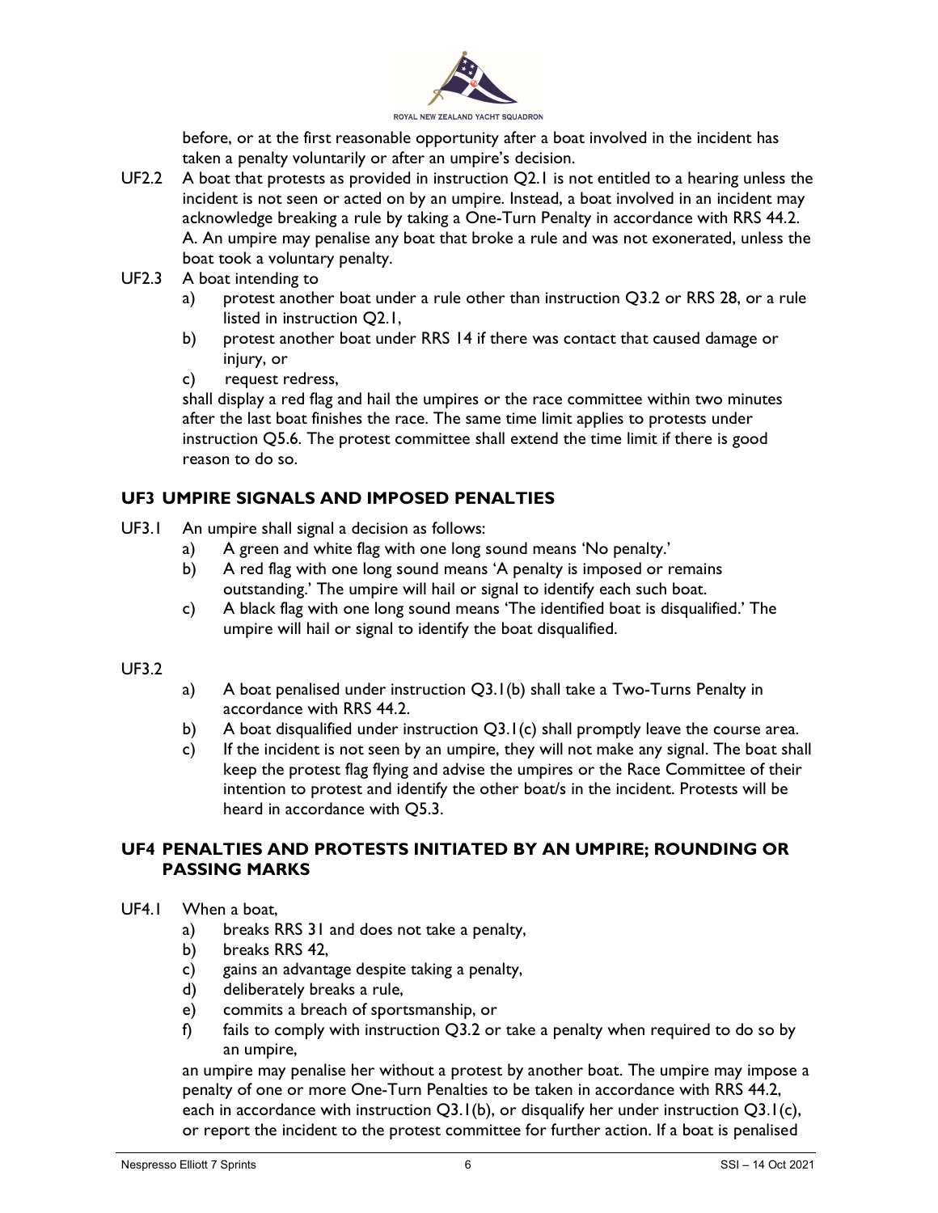before, or at the first reasonable opportunity after a boat involved in the incident has taken a penalty voluntarily or after an umpire's decision.

UF2.2 A boat that protests as provided in instruction Q2.1 is not entitled to a hearing unless the incident is not seen or acted on by an umpire. Instead, a boat involved in an incident may acknowledge breaking a rule by taking a One-Turn Penalty in accordance with RRS 44.2. A. An umpire may penalise any boat that broke a rule and was not exonerated, unless the boat took a voluntary penalty.

UF2.3 A boat intending to

a) protest another boat under a rule other than instruction Q3.2 or RRS 28, or a rule listed in instruction Q2.1,

b) protest another boat under RRS 14 if there was contact that caused damage or injury, or

c) request redress,

shall display a red flag and hail the umpires or the race committee within two minutes after the last boat finishes the race. The same time limit applies to protests under instruction Q5.6. The protest committee shall extend the time limit if there is good reason to do so.

## UF3 UMPIRE SIGNALS AND IMPOSED PENALTIES

UF3.1 An umpire shall signal a decision as follows:

a) A green and white flag with one long sound means 'No penalty.'

b) A red flag with one long sound means 'A penalty is imposed or remains outstanding.' The umpire will hail or signal to identify each such boat.

c) A black flag with one long sound means 'The identified boat is disqualified.' The umpire will hail or signal to identify the boat disqualified.

UF3.2

a) A boat penalised under instruction Q3.1(b) shall take a Two-Turns Penalty in accordance with RRS 44.2.

b) A boat disqualified under instruction Q3.1(c) shall promptly leave the course area.

c) If the incident is not seen by an umpire, they will not make any signal. The boat shall keep the protest flag flying and advise the umpires or the Race Committee of their intention to protest and identify the other boat/s in the incident. Protests will be heard in accordance with Q5.3.

## UF4 PENALTIES AND PROTESTS INITIATED BY AN UMPIRE; ROUNDING OR PASSING MARKS

UF4.1 When a boat,

a) breaks RRS 31 and does not take a penalty,

b) breaks RRS 42,

c) gains an advantage despite taking a penalty,

d) deliberately breaks a rule,

e) commits a breach of sportsmanship, or

f) fails to comply with instruction Q3.2 or take a penalty when required to do so by an umpire,

an umpire may penalise her without a protest by another boat. The umpire may impose a penalty of one or more One-Turn Penalties to be taken in accordance with RRS 44.2, each in accordance with instruction Q3.1(b), or disqualify her under instruction Q3.1(c), or report the incident to the protest committee for further action. If a boat is penalised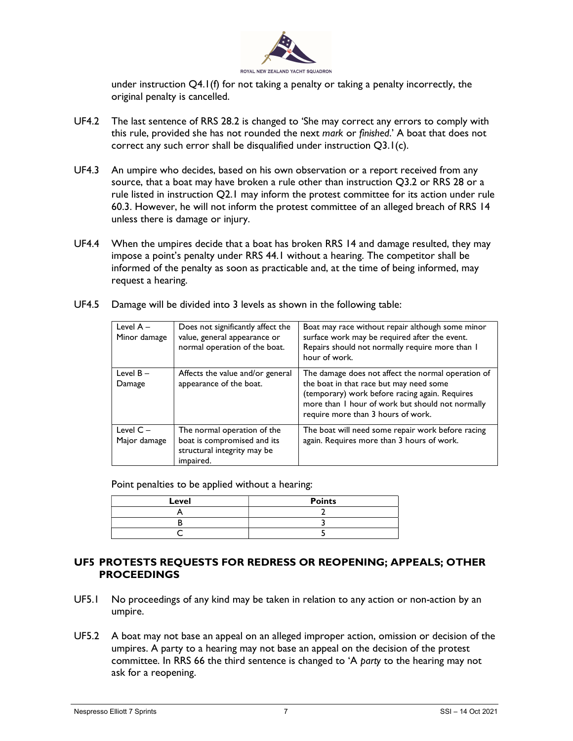under instruction Q4.1(f) for not taking a penalty or taking a penalty incorrectly, the original penalty is cancelled.

UF4.2 The last sentence of RRS 28.2 is changed to 'She may correct any errors to comply with this rule, provided she has not rounded the next *mark* or *finished*.' A boat that does not correct any such error shall be disqualified under instruction Q3.1(c).

UF4.3 An umpire who decides, based on his own observation or a report received from any source, that a boat may have broken a rule other than instruction Q3.2 or RRS 28 or a rule listed in instruction Q2.1 may inform the protest committee for its action under rule 60.3. However, he will not inform the protest committee of an alleged breach of RRS 14 unless there is damage or injury.

UF4.4 When the umpires decide that a boat has broken RRS 14 and damage resulted, they may impose a point's penalty under RRS 44.1 without a hearing. The competitor shall be informed of the penalty as soon as practicable and, at the time of being informed, may request a hearing.

UF4.5 Damage will be divided into 3 levels as shown in the following table:

| | | |
|---|---|---|
| Level A – Minor damage | Does not significantly affect the value, general appearance or normal operation of the boat. | Boat may race without repair although some minor surface work may be required after the event. Repairs should not normally require more than 1 hour of work. |
| Level B – Damage | Affects the value and/or general appearance of the boat. | The damage does not affect the normal operation of the boat in that race but may need some (temporary) work before racing again. Requires more than 1 hour of work but should not normally require more than 3 hours of work. |
| Level C – Major damage | The normal operation of the boat is compromised and its structural integrity may be impaired. | The boat will need some repair work before racing again. Requires more than 3 hours of work. |

Point penalties to be applied without a hearing:

| Level | Points |
|---|---|
| A | 2 |
| B | 3 |
| C | 5 |

## UF5 PROTESTS REQUESTS FOR REDRESS OR REOPENING; APPEALS; OTHER PROCEEDINGS

UF5.1 No proceedings of any kind may be taken in relation to any action or non-action by an umpire.

UF5.2 A boat may not base an appeal on an alleged improper action, omission or decision of the umpires. A party to a hearing may not base an appeal on the decision of the protest committee. In RRS 66 the third sentence is changed to 'A *party* to the hearing may not ask for a reopening.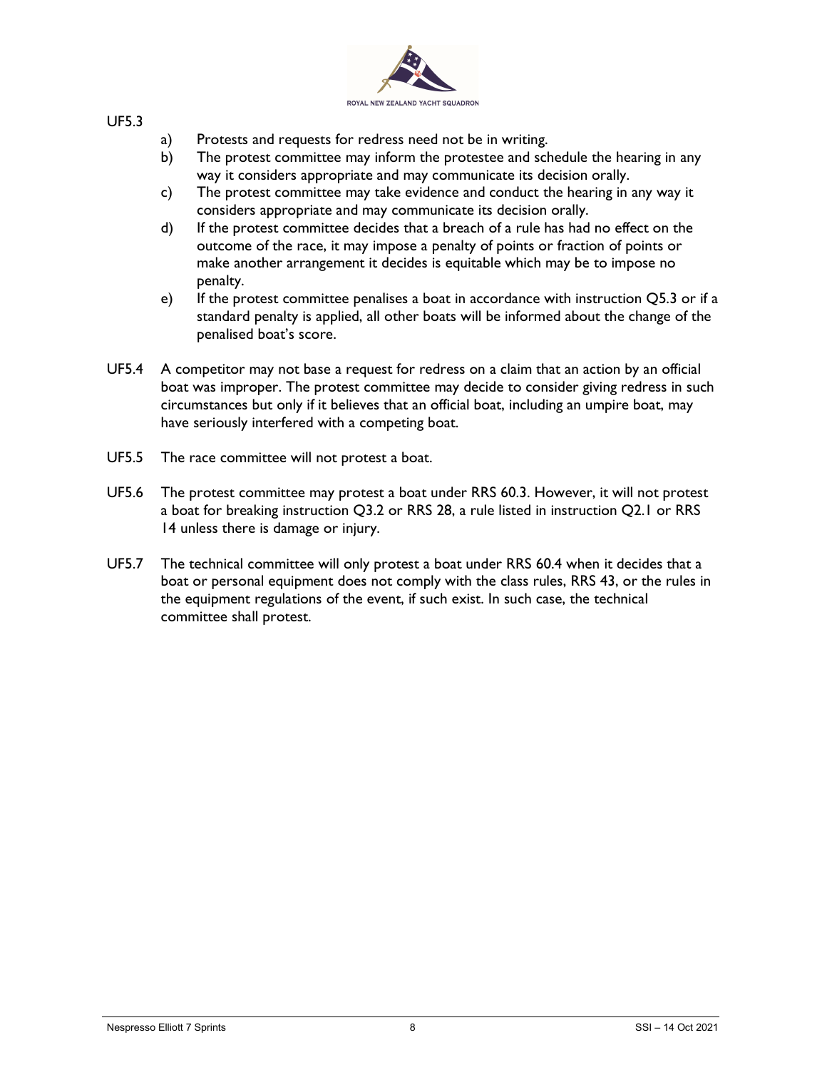UF5.3

a) Protests and requests for redress need not be in writing.
b) The protest committee may inform the protestee and schedule the hearing in any way it considers appropriate and may communicate its decision orally.
c) The protest committee may take evidence and conduct the hearing in any way it considers appropriate and may communicate its decision orally.
d) If the protest committee decides that a breach of a rule has had no effect on the outcome of the race, it may impose a penalty of points or fraction of points or make another arrangement it decides is equitable which may be to impose no penalty.
e) If the protest committee penalises a boat in accordance with instruction Q5.3 or if a standard penalty is applied, all other boats will be informed about the change of the penalised boat's score.

UF5.4 A competitor may not base a request for redress on a claim that an action by an official boat was improper. The protest committee may decide to consider giving redress in such circumstances but only if it believes that an official boat, including an umpire boat, may have seriously interfered with a competing boat.

UF5.5 The race committee will not protest a boat.

UF5.6 The protest committee may protest a boat under RRS 60.3. However, it will not protest a boat for breaking instruction Q3.2 or RRS 28, a rule listed in instruction Q2.1 or RRS 14 unless there is damage or injury.

UF5.7 The technical committee will only protest a boat under RRS 60.4 when it decides that a boat or personal equipment does not comply with the class rules, RRS 43, or the rules in the equipment regulations of the event, if such exist. In such case, the technical committee shall protest.